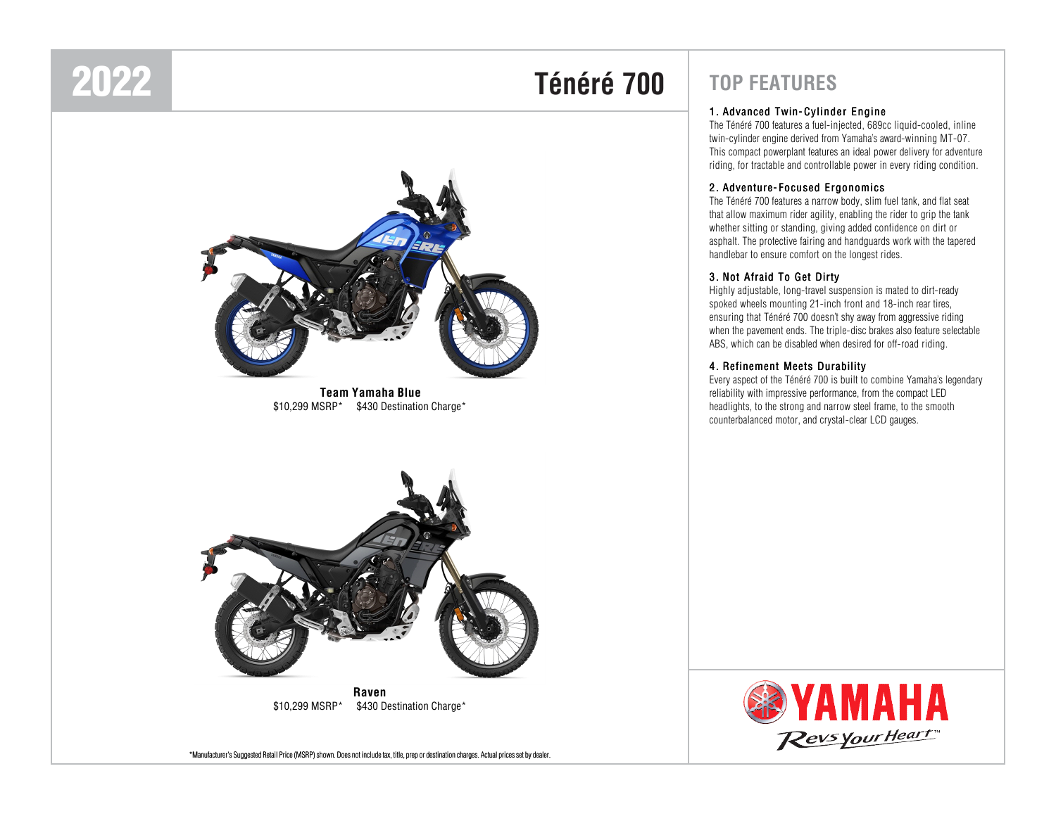# 2022 Ténéré 700

**Team Yamaha Blue**
$10,299 MSRP* $430 Destination Charge*

**Raven**
$10,299 MSRP* $430 Destination Charge*

*Manufacturer's Suggested Retail Price (MSRP) shown. Does not include tax, title, prep or destination charges. Actual prices set by dealer.

## TOP FEATURES

### 1. Advanced Twin-Cylinder Engine

The Ténéré 700 features a fuel-injected, 689cc liquid-cooled, inline twin-cylinder engine derived from Yamaha's award-winning MT-07. This compact powerplant features an ideal power delivery for adventure riding, for tractable and controllable power in every riding condition.

### 2. Adventure-Focused Ergonomics

The Ténéré 700 features a narrow body, slim fuel tank, and flat seat that allow maximum rider agility, enabling the rider to grip the tank whether sitting or standing, giving added confidence on dirt or asphalt. The protective fairing and handguards work with the tapered handlebar to ensure comfort on the longest rides.

### 3. Not Afraid To Get Dirty

Highly adjustable, long-travel suspension is mated to dirt-ready spoked wheels mounting 21-inch front and 18-inch rear tires, ensuring that Ténéré 700 doesn't shy away from aggressive riding when the pavement ends. The triple-disc brakes also feature selectable ABS, which can be disabled when desired for off-road riding.

### 4. Refinement Meets Durability

Every aspect of the Ténéré 700 is built to combine Yamaha's legendary reliability with impressive performance, from the compact LED headlights, to the strong and narrow steel frame, to the smooth counterbalanced motor, and crystal-clear LCD gauges.

YAMAHA
*Revs Your Heart™*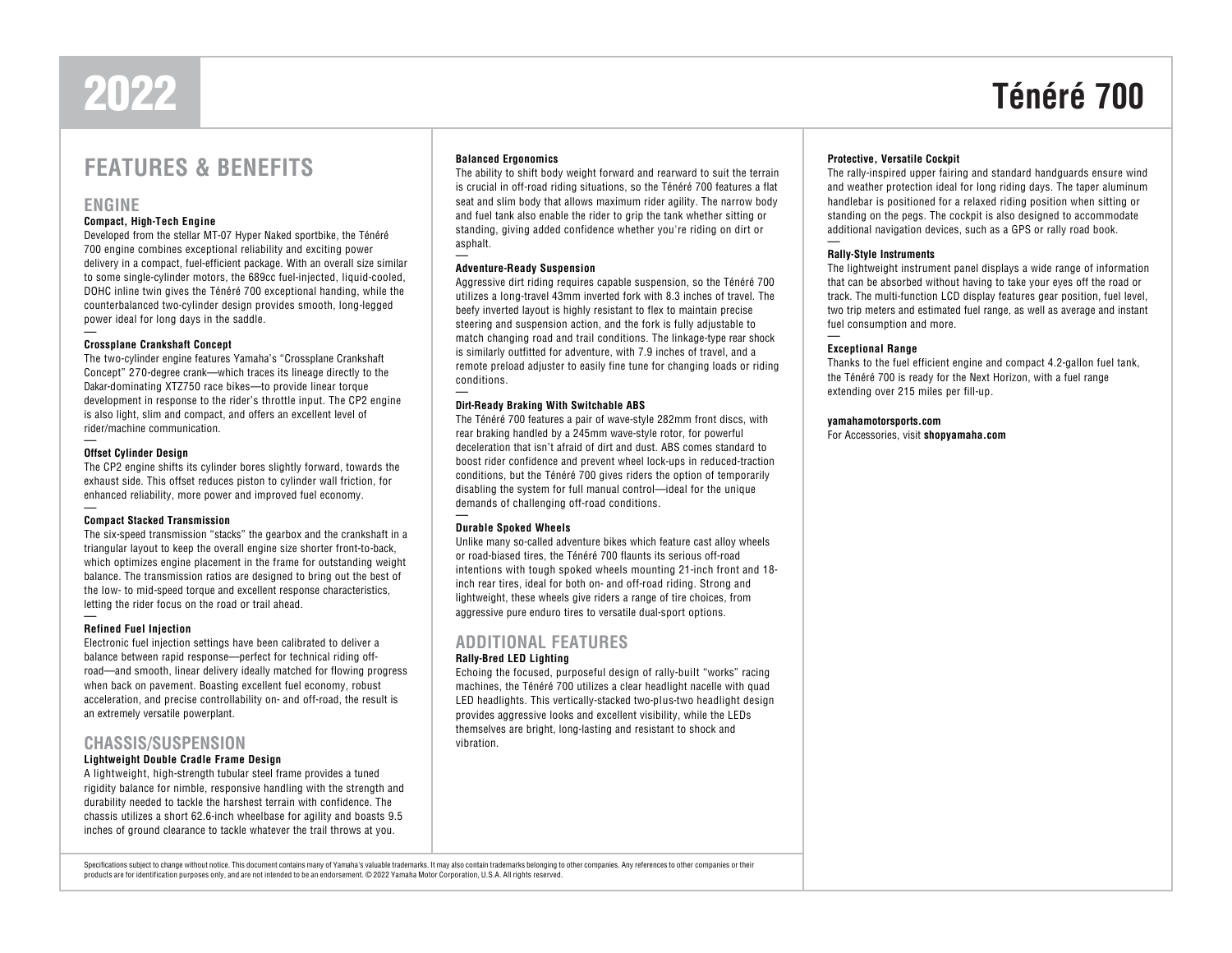# 2022 Ténéré 700

## FEATURES & BENEFITS

### ENGINE

**Compact, High-Tech Engine**

Developed from the stellar MT-07 Hyper Naked sportbike, the Ténéré 700 engine combines exceptional reliability and exciting power delivery in a compact, fuel-efficient package. With an overall size similar to some single-cylinder motors, the 689cc fuel-injected, liquid-cooled, DOHC inline twin gives the Ténéré 700 exceptional handing, while the counterbalanced two-cylinder design provides smooth, long-legged power ideal for long days in the saddle.

**Crossplane Crankshaft Concept**

The two-cylinder engine features Yamaha's "Crossplane Crankshaft Concept" 270-degree crank—which traces its lineage directly to the Dakar-dominating XTZ750 race bikes—to provide linear torque development in response to the rider's throttle input. The CP2 engine is also light, slim and compact, and offers an excellent level of rider/machine communication.

**Offset Cylinder Design**

The CP2 engine shifts its cylinder bores slightly forward, towards the exhaust side. This offset reduces piston to cylinder wall friction, for enhanced reliability, more power and improved fuel economy.

**Compact Stacked Transmission**

The six-speed transmission "stacks" the gearbox and the crankshaft in a triangular layout to keep the overall engine size shorter front-to-back, which optimizes engine placement in the frame for outstanding weight balance. The transmission ratios are designed to bring out the best of the low- to mid-speed torque and excellent response characteristics, letting the rider focus on the road or trail ahead.

**Refined Fuel Injection**

Electronic fuel injection settings have been calibrated to deliver a balance between rapid response—perfect for technical riding off-road—and smooth, linear delivery ideally matched for flowing progress when back on pavement. Boasting excellent fuel economy, robust acceleration, and precise controllability on- and off-road, the result is an extremely versatile powerplant.

### CHASSIS/SUSPENSION

**Lightweight Double Cradle Frame Design**

A lightweight, high-strength tubular steel frame provides a tuned rigidity balance for nimble, responsive handling with the strength and durability needed to tackle the harshest terrain with confidence. The chassis utilizes a short 62.6-inch wheelbase for agility and boasts 9.5 inches of ground clearance to tackle whatever the trail throws at you.

**Balanced Ergonomics**

The ability to shift body weight forward and rearward to suit the terrain is crucial in off-road riding situations, so the Ténéré 700 features a flat seat and slim body that allows maximum rider agility. The narrow body and fuel tank also enable the rider to grip the tank whether sitting or standing, giving added confidence whether you're riding on dirt or asphalt.

**Adventure-Ready Suspension**

Aggressive dirt riding requires capable suspension, so the Ténéré 700 utilizes a long-travel 43mm inverted fork with 8.3 inches of travel. The beefy inverted layout is highly resistant to flex to maintain precise steering and suspension action, and the fork is fully adjustable to match changing road and trail conditions. The linkage-type rear shock is similarly outfitted for adventure, with 7.9 inches of travel, and a remote preload adjuster to easily fine tune for changing loads or riding conditions.

**Dirt-Ready Braking With Switchable ABS**

The Ténéré 700 features a pair of wave-style 282mm front discs, with rear braking handled by a 245mm wave-style rotor, for powerful deceleration that isn't afraid of dirt and dust. ABS comes standard to boost rider confidence and prevent wheel lock-ups in reduced-traction conditions, but the Ténéré 700 gives riders the option of temporarily disabling the system for full manual control—ideal for the unique demands of challenging off-road conditions.

**Durable Spoked Wheels**

Unlike many so-called adventure bikes which feature cast alloy wheels or road-biased tires, the Ténéré 700 flaunts its serious off-road intentions with tough spoked wheels mounting 21-inch front and 18-inch rear tires, ideal for both on- and off-road riding. Strong and lightweight, these wheels give riders a range of tire choices, from aggressive pure enduro tires to versatile dual-sport options.

### ADDITIONAL FEATURES

**Rally-Bred LED Lighting**

Echoing the focused, purposeful design of rally-built "works" racing machines, the Ténéré 700 utilizes a clear headlight nacelle with quad LED headlights. This vertically-stacked two-plus-two headlight design provides aggressive looks and excellent visibility, while the LEDs themselves are bright, long-lasting and resistant to shock and vibration.

**Protective, Versatile Cockpit**

The rally-inspired upper fairing and standard handguards ensure wind and weather protection ideal for long riding days. The taper aluminum handlebar is positioned for a relaxed riding position when sitting or standing on the pegs. The cockpit is also designed to accommodate additional navigation devices, such as a GPS or rally road book.

**Rally-Style Instruments**

The lightweight instrument panel displays a wide range of information that can be absorbed without having to take your eyes off the road or track. The multi-function LCD display features gear position, fuel level, two trip meters and estimated fuel range, as well as average and instant fuel consumption and more.

**Exceptional Range**

Thanks to the fuel efficient engine and compact 4.2-gallon fuel tank, the Ténéré 700 is ready for the Next Horizon, with a fuel range extending over 215 miles per fill-up.

**yamahamotorsports.com**
For Accessories, visit **shopyamaha.com**

Specifications subject to change without notice. This document contains many of Yamaha's valuable trademarks. It may also contain trademarks belonging to other companies. Any references to other companies or their products are for identification purposes only, and are not intended to be an endorsement. © 2022 Yamaha Motor Corporation, U.S.A. All rights reserved.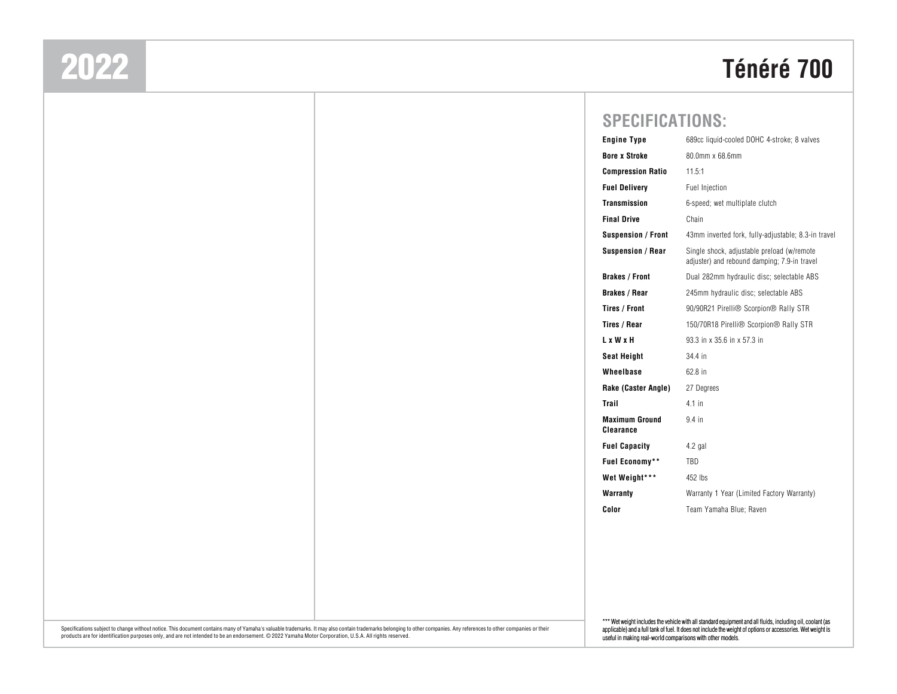# 2022 Ténéré 700

## SPECIFICATIONS:

| | |
|---|---|
| **Engine Type** | 689cc liquid-cooled DOHC 4-stroke; 8 valves |
| **Bore x Stroke** | 80.0mm x 68.6mm |
| **Compression Ratio** | 11.5:1 |
| **Fuel Delivery** | Fuel Injection |
| **Transmission** | 6-speed; wet multiplate clutch |
| **Final Drive** | Chain |
| **Suspension / Front** | 43mm inverted fork, fully-adjustable; 8.3-in travel |
| **Suspension / Rear** | Single shock, adjustable preload (w/remote adjuster) and rebound damping; 7.9-in travel |
| **Brakes / Front** | Dual 282mm hydraulic disc; selectable ABS |
| **Brakes / Rear** | 245mm hydraulic disc; selectable ABS |
| **Tires / Front** | 90/90R21 Pirelli® Scorpion® Rally STR |
| **Tires / Rear** | 150/70R18 Pirelli® Scorpion® Rally STR |
| **L x W x H** | 93.3 in x 35.6 in x 57.3 in |
| **Seat Height** | 34.4 in |
| **Wheelbase** | 62.8 in |
| **Rake (Caster Angle)** | 27 Degrees |
| **Trail** | 4.1 in |
| **Maximum Ground Clearance** | 9.4 in |
| **Fuel Capacity** | 4.2 gal |
| **Fuel Economy**** | TBD |
| **Wet Weight***** | 452 lbs |
| **Warranty** | Warranty 1 Year (Limited Factory Warranty) |
| **Color** | Team Yamaha Blue; Raven |

*** Wet weight includes the vehicle with all standard equipment and all fluids, including oil, coolant (as applicable) and a full tank of fuel. It does not include the weight of options or accessories. Wet weight is useful in making real-world comparisons with other models.

Specifications subject to change without notice. This document contains many of Yamaha's valuable trademarks. It may also contain trademarks belonging to other companies. Any references to other companies or their products are for identification purposes only, and are not intended to be an endorsement. © 2022 Yamaha Motor Corporation, U.S.A. All rights reserved.